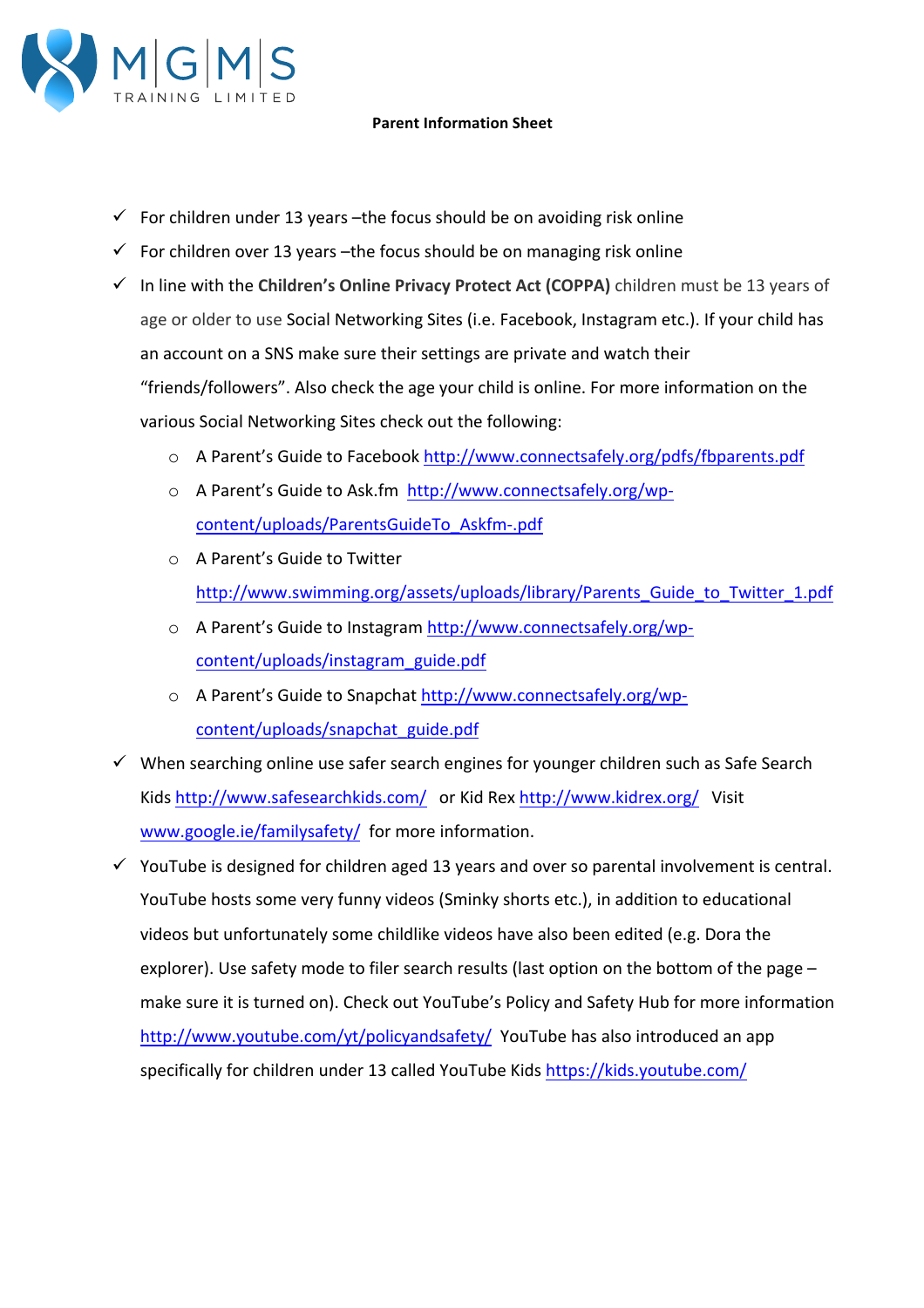MGMS TRAINING LIMITED

**Parent Information Sheet**

- ✓ For children under 13 years –the focus should be on avoiding risk online
- ✓ For children over 13 years –the focus should be on managing risk online
- ✓ In line with the **Children's Online Privacy Protect Act (COPPA)** children must be 13 years of age or older to use Social Networking Sites (i.e. Facebook, Instagram etc.). If your child has an account on a SNS make sure their settings are private and watch their "friends/followers". Also check the age your child is online. For more information on the various Social Networking Sites check out the following:
  - A Parent's Guide to Facebook http://www.connectsafely.org/pdfs/fbparents.pdf
  - A Parent's Guide to Ask.fm http://www.connectsafely.org/wp-content/uploads/ParentsGuideTo_Askfm-.pdf
  - A Parent's Guide to Twitter http://www.swimming.org/assets/uploads/library/Parents_Guide_to_Twitter_1.pdf
  - A Parent's Guide to Instagram http://www.connectsafely.org/wp-content/uploads/instagram_guide.pdf
  - A Parent's Guide to Snapchat http://www.connectsafely.org/wp-content/uploads/snapchat_guide.pdf
- ✓ When searching online use safer search engines for younger children such as Safe Search Kids http://www.safesearchkids.com/ or Kid Rex http://www.kidrex.org/ Visit www.google.ie/familysafety/ for more information.
- ✓ YouTube is designed for children aged 13 years and over so parental involvement is central. YouTube hosts some very funny videos (Sminky shorts etc.), in addition to educational videos but unfortunately some childlike videos have also been edited (e.g. Dora the explorer). Use safety mode to filer search results (last option on the bottom of the page – make sure it is turned on). Check out YouTube's Policy and Safety Hub for more information http://www.youtube.com/yt/policyandsafety/ YouTube has also introduced an app specifically for children under 13 called YouTube Kids https://kids.youtube.com/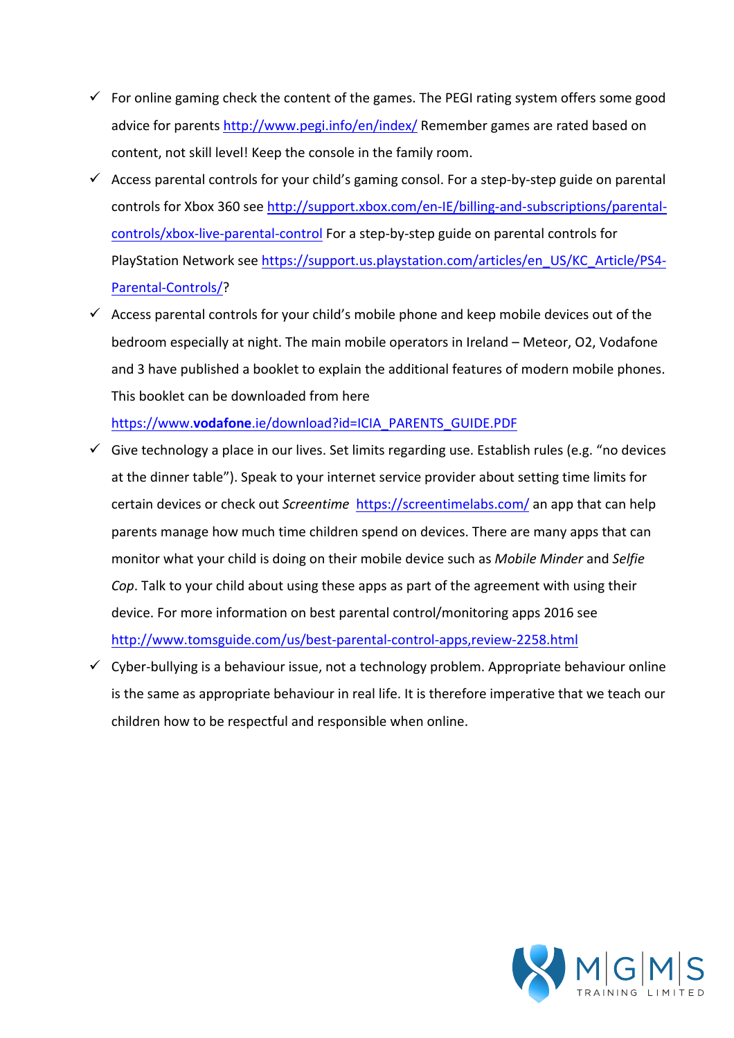- ✓ For online gaming check the content of the games. The PEGI rating system offers some good advice for parents http://www.pegi.info/en/index/ Remember games are rated based on content, not skill level! Keep the console in the family room.
- ✓ Access parental controls for your child's gaming consol. For a step-by-step guide on parental controls for Xbox 360 see http://support.xbox.com/en-IE/billing-and-subscriptions/parental-controls/xbox-live-parental-control For a step-by-step guide on parental controls for PlayStation Network see https://support.us.playstation.com/articles/en_US/KC_Article/PS4-Parental-Controls/?
- ✓ Access parental controls for your child's mobile phone and keep mobile devices out of the bedroom especially at night. The main mobile operators in Ireland – Meteor, O2, Vodafone and 3 have published a booklet to explain the additional features of modern mobile phones. This booklet can be downloaded from here https://www.**vodafone**.ie/download?id=ICIA_PARENTS_GUIDE.PDF
- ✓ Give technology a place in our lives. Set limits regarding use. Establish rules (e.g. "no devices at the dinner table"). Speak to your internet service provider about setting time limits for certain devices or check out *Screentime* https://screentimelabs.com/ an app that can help parents manage how much time children spend on devices. There are many apps that can monitor what your child is doing on their mobile device such as *Mobile Minder* and *Selfie Cop*. Talk to your child about using these apps as part of the agreement with using their device. For more information on best parental control/monitoring apps 2016 see http://www.tomsguide.com/us/best-parental-control-apps,review-2258.html
- ✓ Cyber-bullying is a behaviour issue, not a technology problem. Appropriate behaviour online is the same as appropriate behaviour in real life. It is therefore imperative that we teach our children how to be respectful and responsible when online.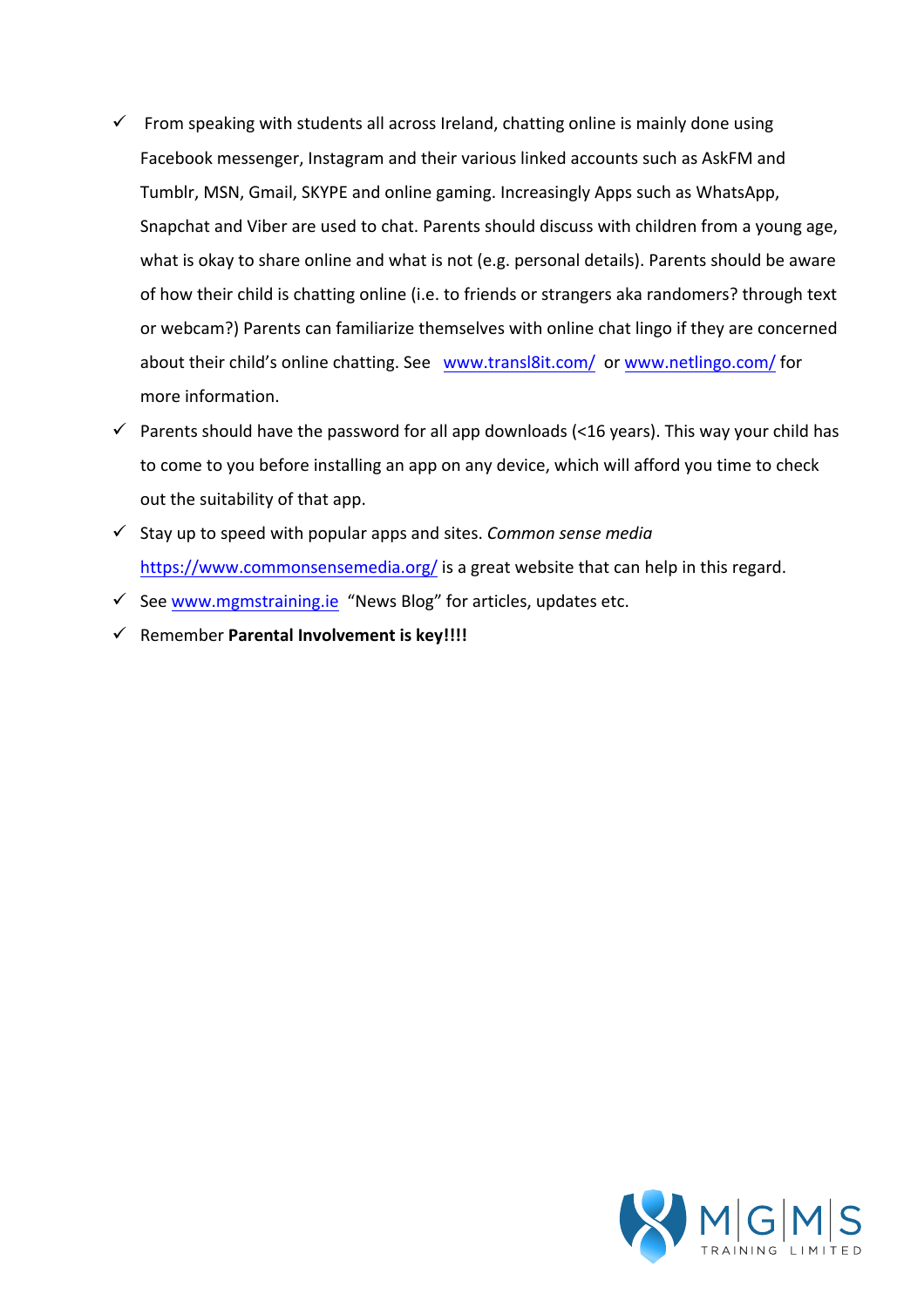- ✓ From speaking with students all across Ireland, chatting online is mainly done using Facebook messenger, Instagram and their various linked accounts such as AskFM and Tumblr, MSN, Gmail, SKYPE and online gaming. Increasingly Apps such as WhatsApp, Snapchat and Viber are used to chat. Parents should discuss with children from a young age, what is okay to share online and what is not (e.g. personal details). Parents should be aware of how their child is chatting online (i.e. to friends or strangers aka randomers? through text or webcam?) Parents can familiarize themselves with online chat lingo if they are concerned about their child's online chatting. See [www.transl8it.com/](www.transl8it.com/) or [www.netlingo.com/](www.netlingo.com/) for more information.
- ✓ Parents should have the password for all app downloads (<16 years). This way your child has to come to you before installing an app on any device, which will afford you time to check out the suitability of that app.
- ✓ Stay up to speed with popular apps and sites. *Common sense media* [https://www.commonsensemedia.org/](https://www.commonsensemedia.org/) is a great website that can help in this regard.
- ✓ See [www.mgmstraining.ie](www.mgmstraining.ie) "News Blog" for articles, updates etc.
- ✓ Remember **Parental Involvement is key!!!!**